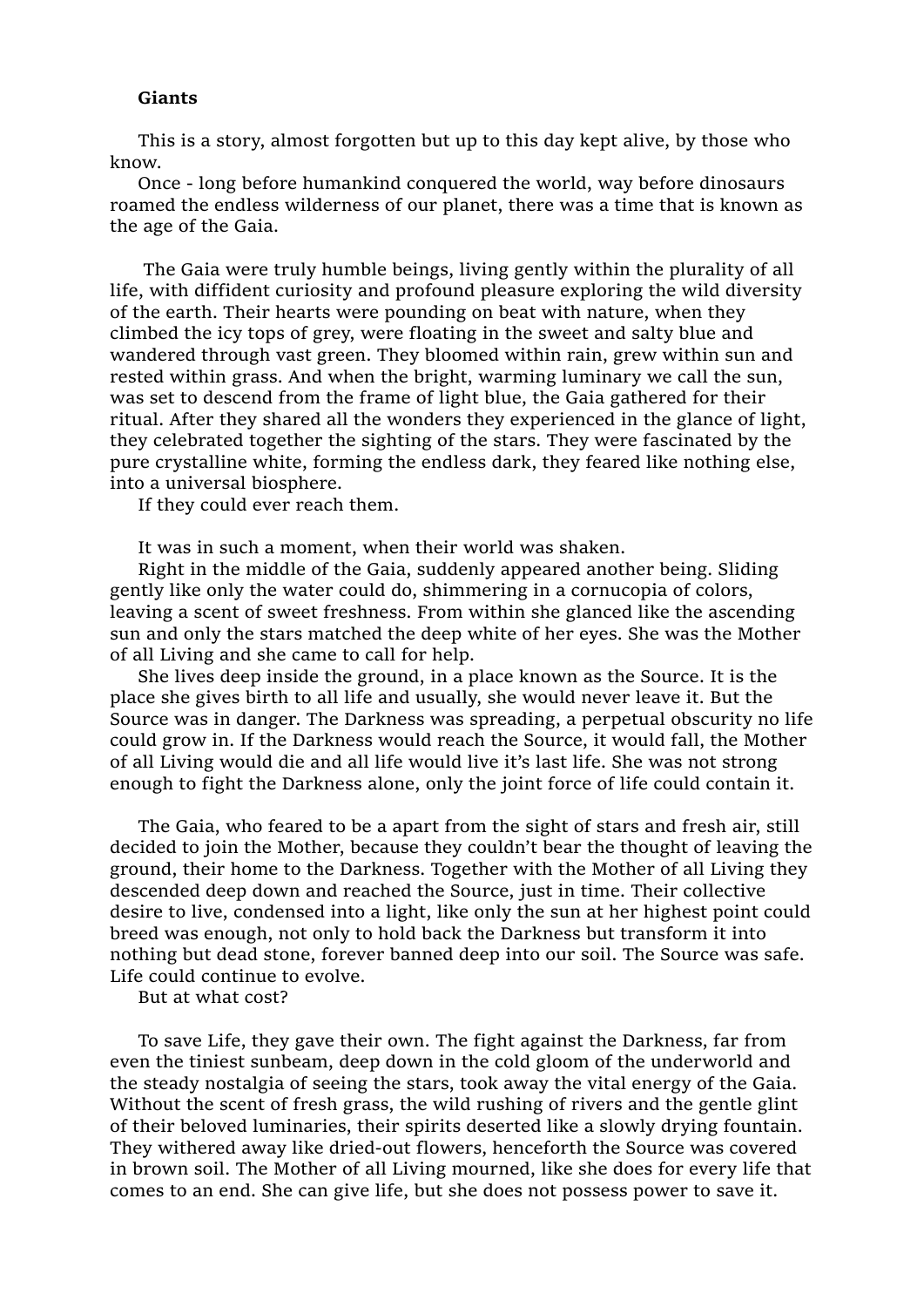**Giants**

This is a story, almost forgotten but up to this day kept alive, by those who know.

Once - long before humankind conquered the world, way before dinosaurs roamed the endless wilderness of our planet, there was a time that is known as the age of the Gaia.

The Gaia were truly humble beings, living gently within the plurality of all life, with diffident curiosity and profound pleasure exploring the wild diversity of the earth. Their hearts were pounding on beat with nature, when they climbed the icy tops of grey, were floating in the sweet and salty blue and wandered through vast green. They bloomed within rain, grew within sun and rested within grass. And when the bright, warming luminary we call the sun, was set to descend from the frame of light blue, the Gaia gathered for their ritual. After they shared all the wonders they experienced in the glance of light, they celebrated together the sighting of the stars. They were fascinated by the pure crystalline white, forming the endless dark, they feared like nothing else, into a universal biosphere.

If they could ever reach them.

It was in such a moment, when their world was shaken.

Right in the middle of the Gaia, suddenly appeared another being. Sliding gently like only the water could do, shimmering in a cornucopia of colors, leaving a scent of sweet freshness. From within she glanced like the ascending sun and only the stars matched the deep white of her eyes. She was the Mother of all Living and she came to call for help.

She lives deep inside the ground, in a place known as the Source. It is the place she gives birth to all life and usually, she would never leave it. But the Source was in danger. The Darkness was spreading, a perpetual obscurity no life could grow in. If the Darkness would reach the Source, it would fall, the Mother of all Living would die and all life would live it's last life. She was not strong enough to fight the Darkness alone, only the joint force of life could contain it.

The Gaia, who feared to be a apart from the sight of stars and fresh air, still decided to join the Mother, because they couldn't bear the thought of leaving the ground, their home to the Darkness. Together with the Mother of all Living they descended deep down and reached the Source, just in time. Their collective desire to live, condensed into a light, like only the sun at her highest point could breed was enough, not only to hold back the Darkness but transform it into nothing but dead stone, forever banned deep into our soil. The Source was safe. Life could continue to evolve.

But at what cost?

To save Life, they gave their own. The fight against the Darkness, far from even the tiniest sunbeam, deep down in the cold gloom of the underworld and the steady nostalgia of seeing the stars, took away the vital energy of the Gaia. Without the scent of fresh grass, the wild rushing of rivers and the gentle glint of their beloved luminaries, their spirits deserted like a slowly drying fountain. They withered away like dried-out flowers, henceforth the Source was covered in brown soil. The Mother of all Living mourned, like she does for every life that comes to an end. She can give life, but she does not possess power to save it.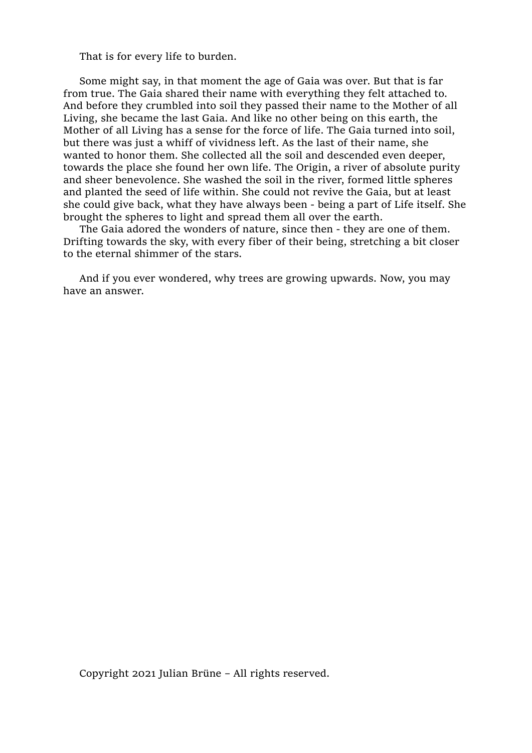That is for every life to burden.

Some might say, in that moment the age of Gaia was over. But that is far from true. The Gaia shared their name with everything they felt attached to. And before they crumbled into soil they passed their name to the Mother of all Living, she became the last Gaia. And like no other being on this earth, the Mother of all Living has a sense for the force of life. The Gaia turned into soil, but there was just a whiff of vividness left. As the last of their name, she wanted to honor them. She collected all the soil and descended even deeper, towards the place she found her own life. The Origin, a river of absolute purity and sheer benevolence. She washed the soil in the river, formed little spheres and planted the seed of life within. She could not revive the Gaia, but at least she could give back, what they have always been - being a part of Life itself. She brought the spheres to light and spread them all over the earth.

The Gaia adored the wonders of nature, since then - they are one of them. Drifting towards the sky, with every fiber of their being, stretching a bit closer to the eternal shimmer of the stars.

And if you ever wondered, why trees are growing upwards. Now, you may have an answer.

Copyright 2021 Julian Brüne – All rights reserved.